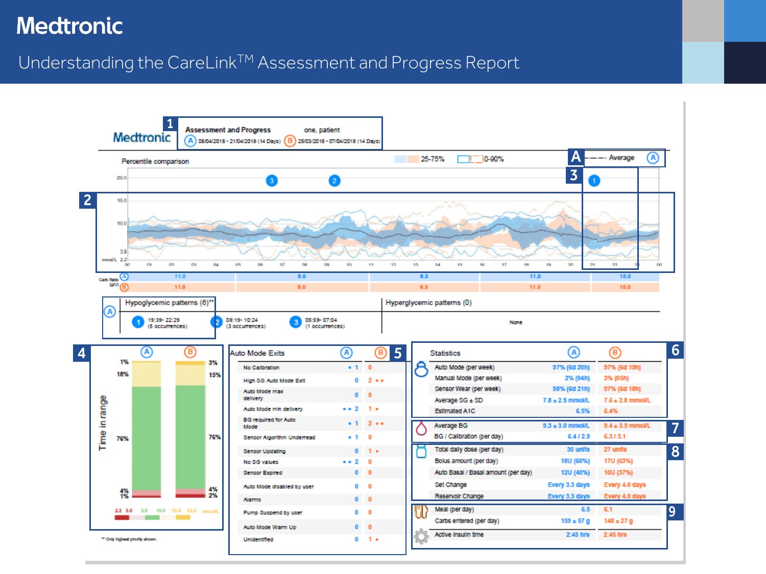# Medtronic

## Understanding the CareLink™ Assessment and Progress Report

**1** Assessment and Progress — one, patient
(A) 08/04/2018 - 21/04/2018 (14 Days) (B) 25/03/2018 - 07/04/2018 (14 Days)

**2** Percentile comparison — 25-75% — 10-90%

**A** Average (A)

**3**

mmol/L: 20.0, 15.0, 10.0, 3.9, 2.2

Time: 00 01 02 03 04 05 06 07 08 09 10 11 12 13 14 15 16 17 18 19 20 21 22 23 00

| Carb Ratio (g/U) | | | | | |
|---|---|---|---|---|---|
| (A) | 11.0 | 9.0 | 8.3 | 11.0 | 10.0 |
| (B) | 11.0 | 9.0 | 8.3 | 11.0 | 10.0 |

(A) Hypoglycemic patterns (6)**

1. 19:39- 22:29 (5 occurrences)
2. 08:19- 10:24 (3 occurrences)
3. 05:59- 07:04 (1 occurrences)

Hyperglycemic patterns (0)

None

**4** Time in range

| | (A) | (B) |
|---|---|---|
| > 13.9 | 1% | 3% |
| 10.0 – 13.9 | 18% | 15% |
| 3.9 – 10.0 | 76% | 76% |
| 3.0 – 3.9 | 4% | 4% |
| < 3.0 | 1% | 2% |

2.2 3.0 3.9 10.0 13.9 22.2 mmol/L

** Only highest priority shown.

**5** Auto Mode Exits

| Auto Mode Exits | (A) | (B) |
|---|---|---|
| No Calibration | 1 | 0 |
| High SG Auto Mode Exit | 0 | 2 |
| Auto Mode max delivery | 0 | 0 |
| Auto Mode min delivery | 2 | 1 |
| BG required for Auto Mode | 1 | 2 |
| Sensor Algorithm Underread | 1 | 0 |
| Sensor Updating | 0 | 1 |
| No SG values | 2 | 0 |
| Sensor Expired | 0 | 0 |
| Auto Mode disabled by user | 0 | 0 |
| Alarms | 0 | 0 |
| Pump Suspend by user | 0 | 0 |
| Auto Mode Warm Up | 0 | 0 |
| Unidentified | 0 | 1 |

**6** Statistics

| Statistics | (A) | (B) |
|---|---|---|
| Auto Mode (per week) | 97% (6d 20h) | 97% (6d 19h) |
| Manual Mode (per week) | 2% (04h) | 3% (05h) |
| Sensor Wear (per week) | 98% (6d 21h) | 97% (6d 18h) |
| Average SG ± SD | 7.8 ± 2.5 mmol/L | 7.6 ± 2.8 mmol/L |
| Estimated A1C | 6.5% | 6.4% |
| **7** Average BG | 9.3 ± 3.0 mmol/L | 9.4 ± 3.9 mmol/L |
| BG / Calibration (per day) | 6.4 / 2.9 | 6.3 / 3.1 |
| **8** Total daily dose (per day) | 30 units | 27 units |
| Bolus amount (per day) | 18U (60%) | 17U (63%) |
| Auto Basal / Basal amount (per day) | 12U (40%) | 10U (37%) |
| Set Change | Every 3.3 days | Every 4.0 days |
| Reservoir Change | Every 3.3 days | Every 4.0 days |
| **9** Meal (per day) | 6.5 | 6.1 |
| Carbs entered (per day) | 159 ± 57 g | 148 ± 27 g |
| Active Insulin time | 2:45 hrs | 2:45 hrs |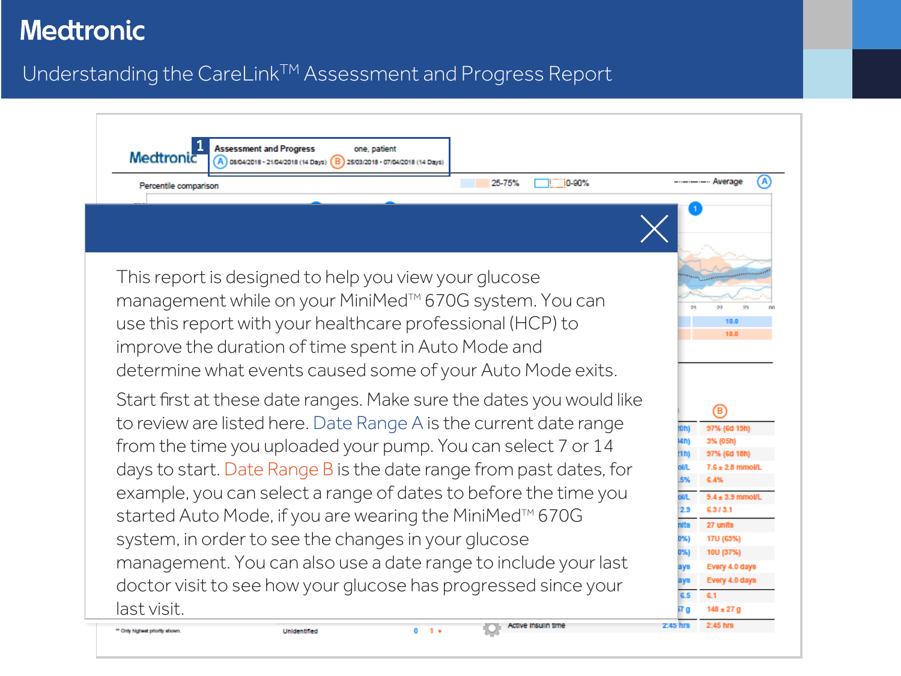# Understanding the CareLink™ Assessment and Progress Report

This report is designed to help you view your glucose management while on your MiniMed™ 670G system. You can use this report with your healthcare professional (HCP) to improve the duration of time spent in Auto Mode and determine what events caused some of your Auto Mode exits.

Start first at these date ranges. Make sure the dates you would like to review are listed here. Date Range A is the current date range from the time you uploaded your pump. You can select 7 or 14 days to start. Date Range B is the date range from past dates, for example, you can select a range of dates to before the time you started Auto Mode, if you are wearing the MiniMed™ 670G system, in order to see the changes in your glucose management. You can also use a date range to include your last doctor visit to see how your glucose has progressed since your last visit.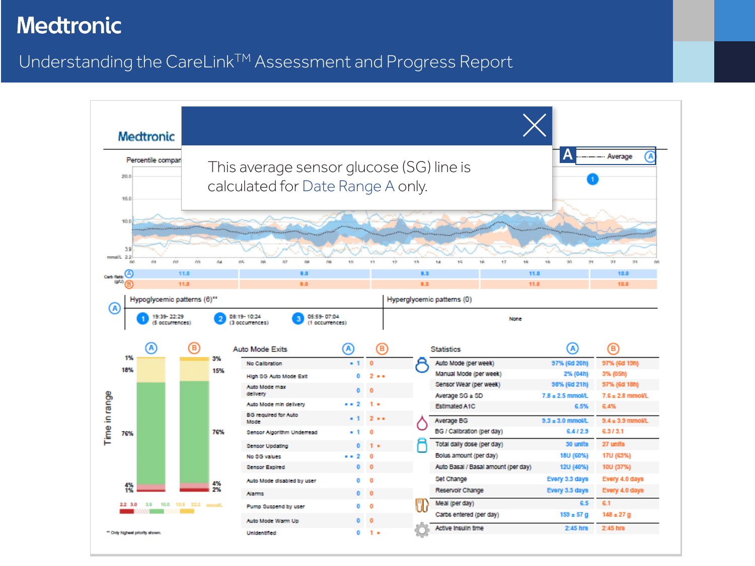# Medtronic

Understanding the CareLink™ Assessment and Progress Report

This average sensor glucose (SG) line is calculated for Date Range A only.

A ——— Average (A)

Percentile compar...

Carb Ratio (g/U)

| | 00–03 | 03–08 | 08–13 | 13–18 | 18–22 |
|---|---|---|---|---|---|
| A | 11.0 | 9.0 | 8.3 | 11.0 | 10.0 |
| B | 11.0 | 9.0 | 8.3 | 11.0 | 10.0 |

**(A) Hypoglycemic patterns (6)\*\***

1. 19:39- 22:29 (5 occurrences)
2. 08:19- 10:24 (3 occurrences)
3. 05:59- 07:04 (1 occurrences)

**Hyperglycemic patterns (0)**

None

**Time in range**

| | A | B |
|---|---|---|
| > 13.9 | 1% | 3% |
| 10.0–13.9 | 18% | 15% |
| 3.9–10.0 | 76% | 76% |
| 3.0–3.9 | 4% | 4% |
| < 3.0 | 1% | 2% |

2.2 3.0 3.9 10.0 13.9 22.2 mmol/L

\*\* Only highest priority shown.

**Auto Mode Exits**

| | A | B |
|---|---|---|
| No Calibration | 1 | 0 |
| High SG Auto Mode Exit | 0 | 2 |
| Auto Mode max delivery | 0 | 0 |
| Auto Mode min delivery | 2 | 1 |
| BG required for Auto Mode | 1 | 2 |
| Sensor Algorithm Underread | 1 | 0 |
| Sensor Updating | 0 | 1 |
| No SG values | 2 | 0 |
| Sensor Expired | 0 | 0 |
| Auto Mode disabled by user | 0 | 0 |
| Alarms | 0 | 0 |
| Pump Suspend by user | 0 | 0 |
| Auto Mode Warm Up | 0 | 0 |
| Unidentified | 0 | 1 |

**Statistics**

| | A | B |
|---|---|---|
| Auto Mode (per week) | 97% (6d 20h) | 97% (6d 19h) |
| Manual Mode (per week) | 2% (04h) | 3% (05h) |
| Sensor Wear (per week) | 98% (6d 21h) | 97% (6d 18h) |
| Average SG ± SD | 7.8 ± 2.5 mmol/L | 7.6 ± 2.8 mmol/L |
| Estimated A1C | 6.5% | 6.4% |
| Average BG | 9.3 ± 3.0 mmol/L | 9.4 ± 3.9 mmol/L |
| BG / Calibration (per day) | 6.4 / 2.9 | 6.3 / 3.1 |
| Total daily dose (per day) | 30 units | 27 units |
| Bolus amount (per day) | 18U (60%) | 17U (63%) |
| Auto Basal / Basal amount (per day) | 12U (40%) | 10U (37%) |
| Set Change | Every 3.3 days | Every 4.0 days |
| Reservoir Change | Every 3.3 days | Every 4.0 days |
| Meal (per day) | 6.5 | 6.1 |
| Carbs entered (per day) | 159 ± 57 g | 148 ± 27 g |
| Active Insulin time | 2:45 hrs | 2:45 hrs |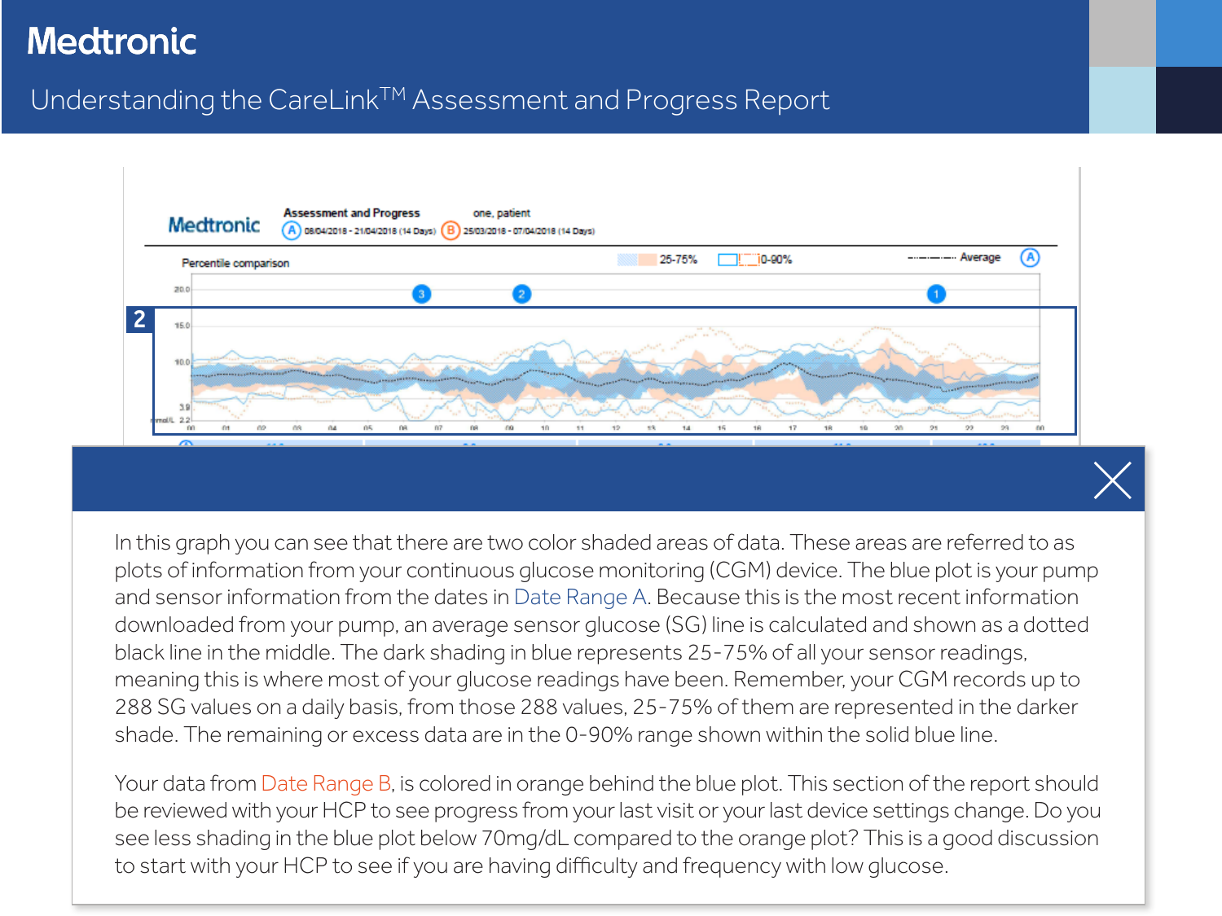# Medtronic

## Understanding the CareLink™ Assessment and Progress Report

In this graph you can see that there are two color shaded areas of data. These areas are referred to as plots of information from your continuous glucose monitoring (CGM) device. The blue plot is your pump and sensor information from the dates in Date Range A. Because this is the most recent information downloaded from your pump, an average sensor glucose (SG) line is calculated and shown as a dotted black line in the middle. The dark shading in blue represents 25-75% of all your sensor readings, meaning this is where most of your glucose readings have been. Remember, your CGM records up to 288 SG values on a daily basis, from those 288 values, 25-75% of them are represented in the darker shade. The remaining or excess data are in the 0-90% range shown within the solid blue line.

Your data from Date Range B, is colored in orange behind the blue plot. This section of the report should be reviewed with your HCP to see progress from your last visit or your last device settings change. Do you see less shading in the blue plot below 70mg/dL compared to the orange plot? This is a good discussion to start with your HCP to see if you are having difficulty and frequency with low glucose.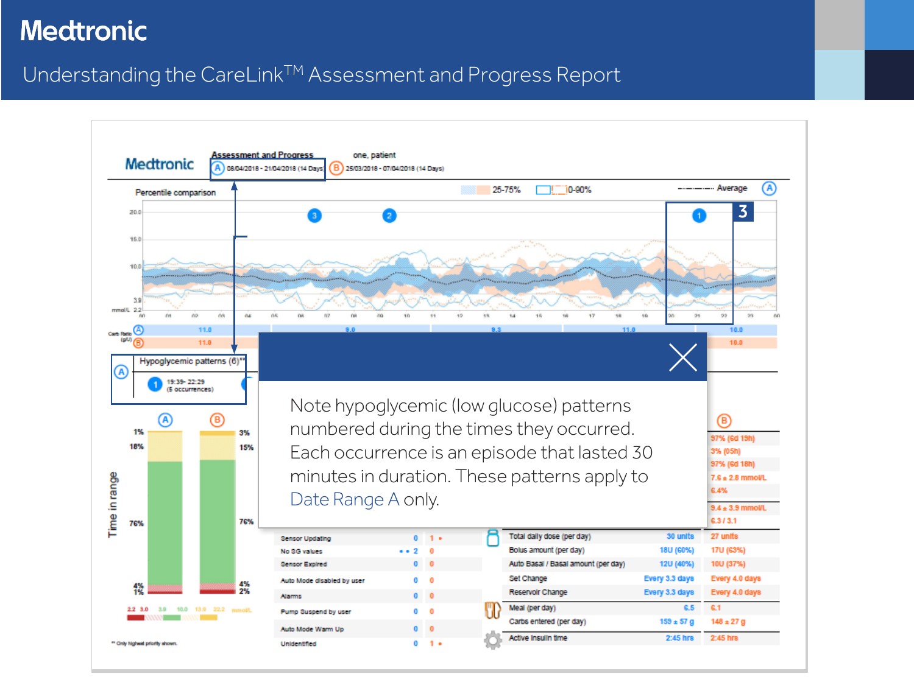# Understanding the CareLink™ Assessment and Progress Report

Note hypoglycemic (low glucose) patterns numbered during the times they occurred. Each occurrence is an episode that lasted 30 minutes in duration. These patterns apply to Date Range A only.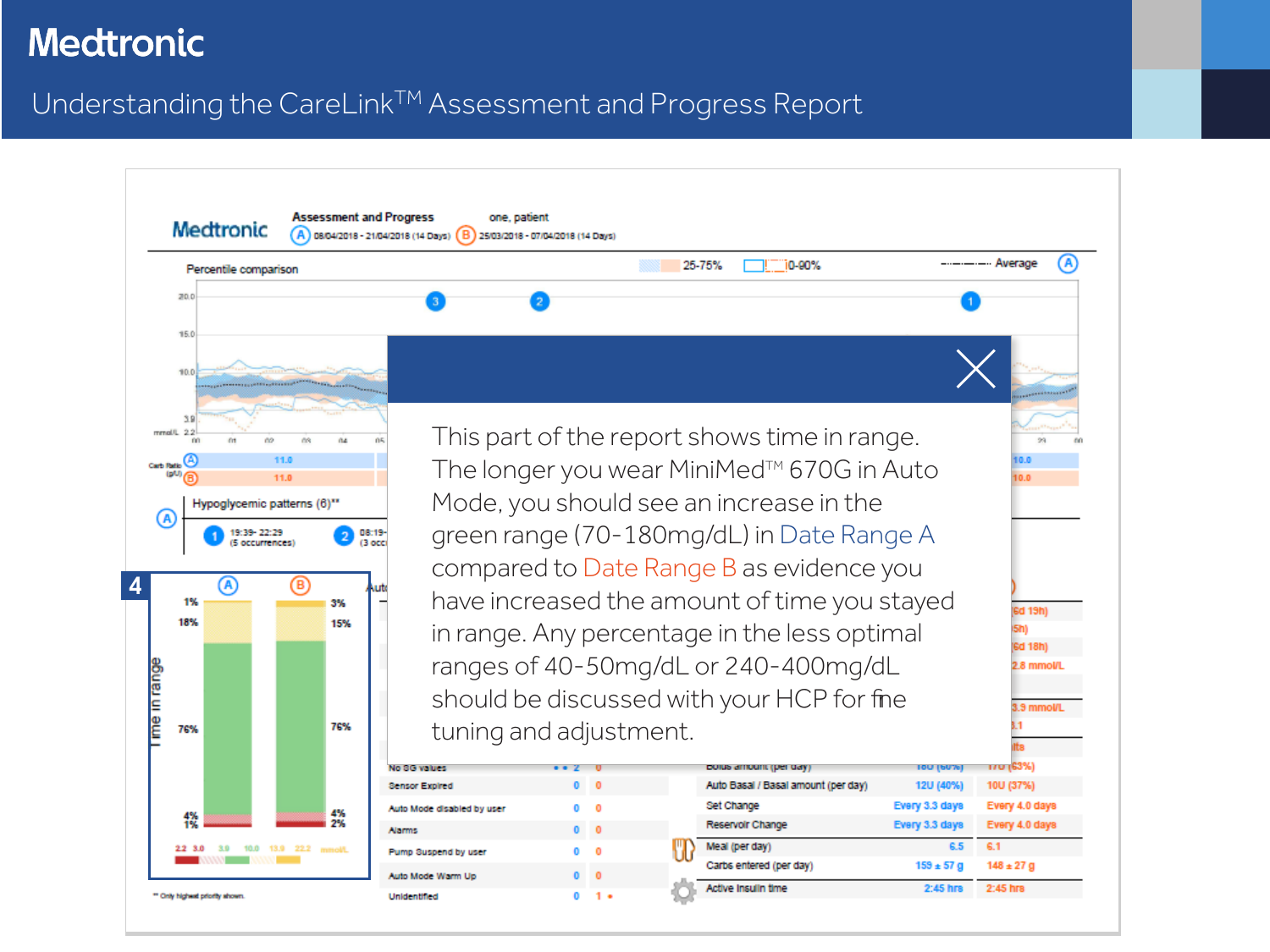# Medtronic

## Understanding the CareLink™ Assessment and Progress Report

4

This part of the report shows time in range. The longer you wear MiniMed™ 670G in Auto Mode, you should see an increase in the green range (70-180mg/dL) in Date Range A compared to Date Range B as evidence you have increased the amount of time you stayed in range. Any percentage in the less optimal ranges of 40-50mg/dL or 240-400mg/dL should be discussed with your HCP for fine tuning and adjustment.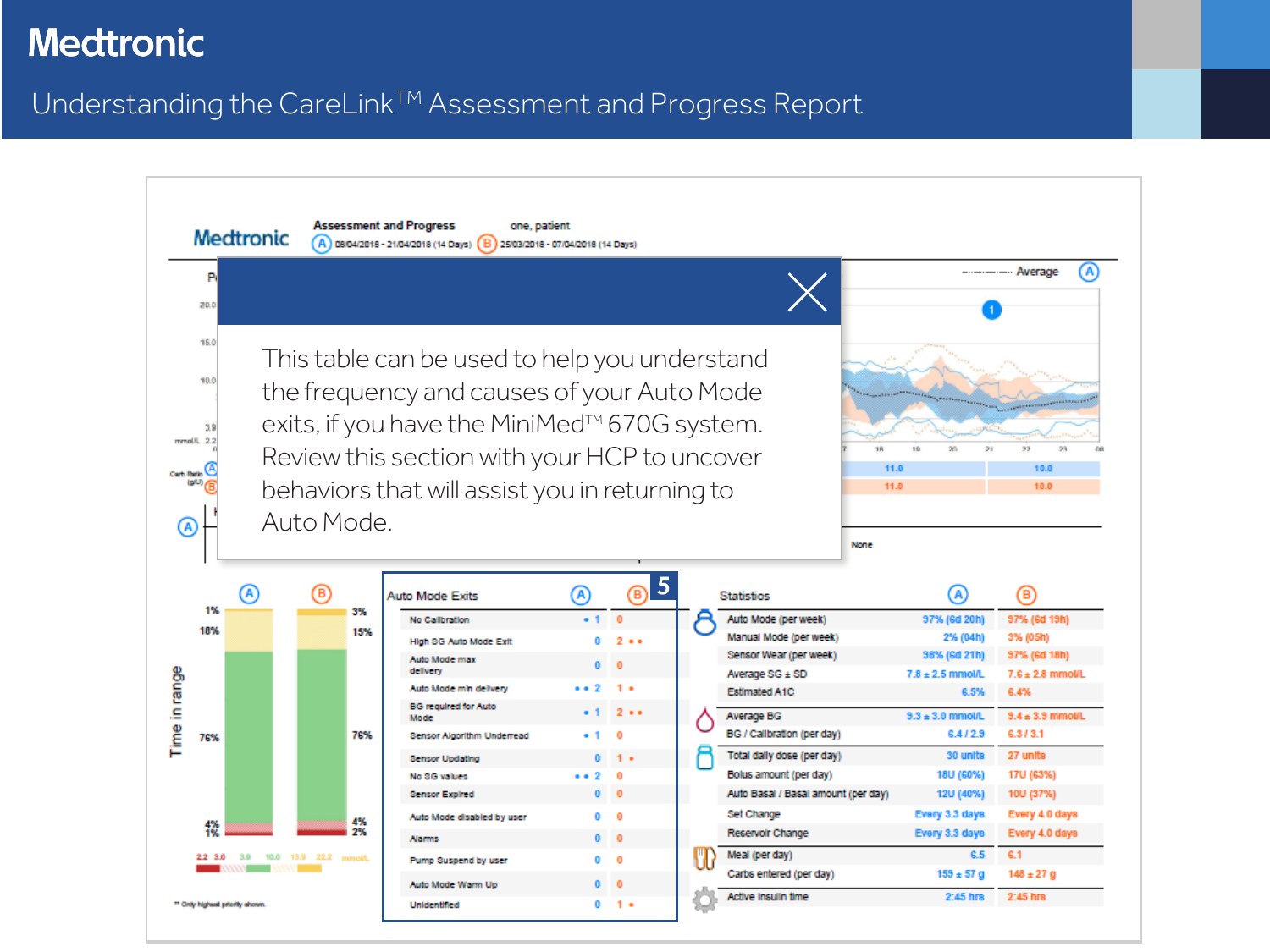# Understanding the CareLink™ Assessment and Progress Report

Assessment and Progress — one, patient

(A) 08/04/2018 - 21/04/2018 (14 Days) (B) 25/03/2018 - 07/04/2018 (14 Days)

This table can be used to help you understand the frequency and causes of your Auto Mode exits, if you have the MiniMed™ 670G system. Review this section with your HCP to uncover behaviors that will assist you in returning to Auto Mode.

## 5

| Auto Mode Exits | A | B |
|---|---|---|
| No Calibration | • 1 | 0 |
| High SG Auto Mode Exit | 0 | 2 • • |
| Auto Mode max delivery | 0 | 0 |
| Auto Mode min delivery | • • 2 | 1 • |
| BG required for Auto Mode | • 1 | 2 • • |
| Sensor Algorithm Underread | • 1 | 0 |
| Sensor Updating | 0 | 1 • |
| No SG values | • • 2 | 0 |
| Sensor Expired | 0 | 0 |
| Auto Mode disabled by user | 0 | 0 |
| Alarms | 0 | 0 |
| Pump Suspend by user | 0 | 0 |
| Auto Mode Warm Up | 0 | 0 |
| Unidentified | 0 | 1 • |

| Statistics | A | B |
|---|---|---|
| Auto Mode (per week) | 97% (6d 20h) | 97% (6d 19h) |
| Manual Mode (per week) | 2% (04h) | 3% (05h) |
| Sensor Wear (per week) | 98% (6d 21h) | 97% (6d 18h) |
| Average SG ± SD | 7.8 ± 2.5 mmol/L | 7.6 ± 2.8 mmol/L |
| Estimated A1C | 6.5% | 6.4% |
| Average BG | 9.3 ± 3.0 mmol/L | 9.4 ± 3.9 mmol/L |
| BG / Calibration (per day) | 6.4 / 2.9 | 6.3 / 3.1 |
| Total daily dose (per day) | 30 units | 27 units |
| Bolus amount (per day) | 18U (60%) | 17U (63%) |
| Auto Basal / Basal amount (per day) | 12U (40%) | 10U (37%) |
| Set Change | Every 3.3 days | Every 4.0 days |
| Reservoir Change | Every 3.3 days | Every 4.0 days |
| Meal (per day) | 6.5 | 6.1 |
| Carbs entered (per day) | 159 ± 57 g | 148 ± 27 g |
| Active Insulin time | 2:45 hrs | 2:45 hrs |

Time in range

| | A | B |
|---|---|---|
| >13.9 (top) | 1% | 3% |
| 10.0–13.9 | 18% | 15% |
| 3.9–10.0 | 76% | 76% |
| 3.0–3.9 | 4% | 4% |
| <3.0 | 1% | 2% |

2.2 3.0 3.9 10.0 13.9 22.2 mmol/L

\* Only highest priority shown.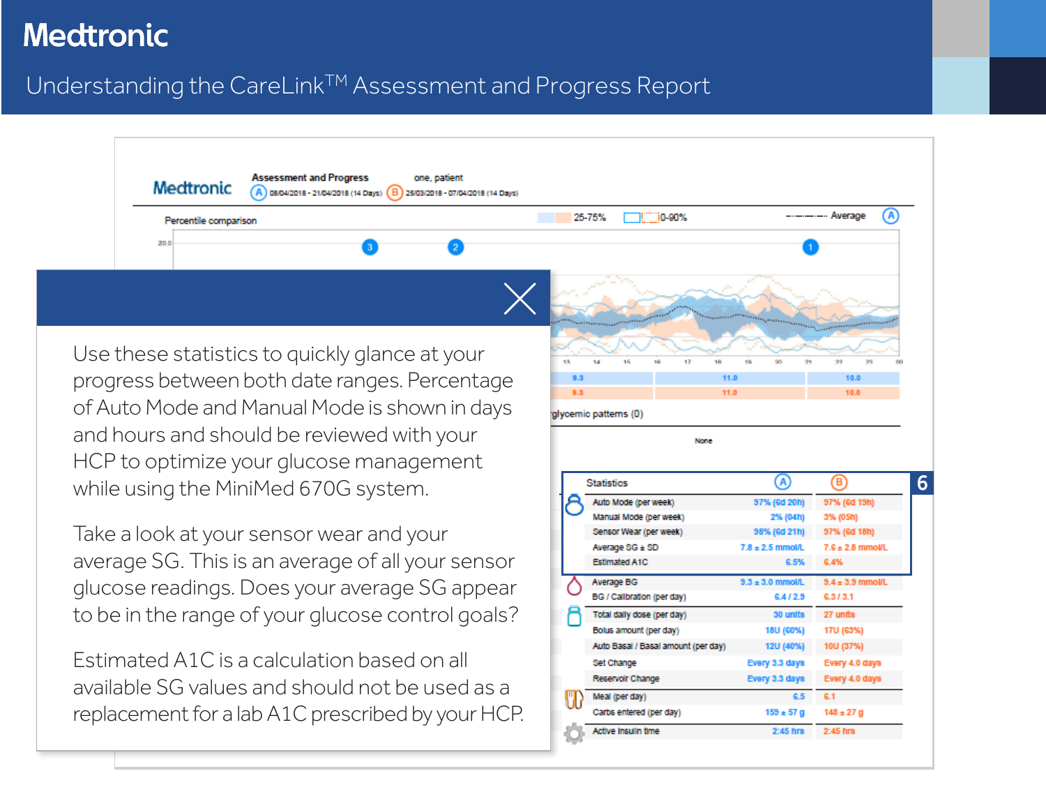# Medtronic

## Understanding the CareLink™ Assessment and Progress Report

**Medtronic** — Assessment and Progress — one, patient

(A) 08/04/2018 - 21/04/2018 (14 Days) (B) 25/03/2018 - 07/04/2018 (14 Days)

Percentile comparison — 25-75% — 10-90% — Average (A)

glycemic patterns (0)

None

| Statistics | (A) | (B) |
|---|---|---|
| Auto Mode (per week) | 97% (6d 20h) | 97% (6d 19h) |
| Manual Mode (per week) | 2% (04h) | 3% (05h) |
| Sensor Wear (per week) | 98% (6d 21h) | 97% (6d 18h) |
| Average SG ± SD | 7.8 ± 2.5 mmol/L | 7.6 ± 2.8 mmol/L |
| Estimated A1C | 6.5% | 6.4% |
| Average BG | 9.3 ± 3.0 mmol/L | 9.4 ± 3.9 mmol/L |
| BG / Calibration (per day) | 6.4 / 2.9 | 6.3 / 3.1 |
| Total daily dose (per day) | 30 units | 27 units |
| Bolus amount (per day) | 18U (60%) | 17U (63%) |
| Auto Basal / Basal amount (per day) | 12U (40%) | 10U (37%) |
| Set Change | Every 3.3 days | Every 4.0 days |
| Reservoir Change | Every 3.3 days | Every 4.0 days |
| Meal (per day) | 6.5 | 6.1 |
| Carbs entered (per day) | 159 ± 57 g | 148 ± 27 g |
| Active Insulin time | 2:45 hrs | 2:45 hrs |

**6**

Use these statistics to quickly glance at your progress between both date ranges. Percentage of Auto Mode and Manual Mode is shown in days and hours and should be reviewed with your HCP to optimize your glucose management while using the MiniMed 670G system.

Take a look at your sensor wear and your average SG. This is an average of all your sensor glucose readings. Does your average SG appear to be in the range of your glucose control goals?

Estimated A1C is a calculation based on all available SG values and should not be used as a replacement for a lab A1C prescribed by your HCP.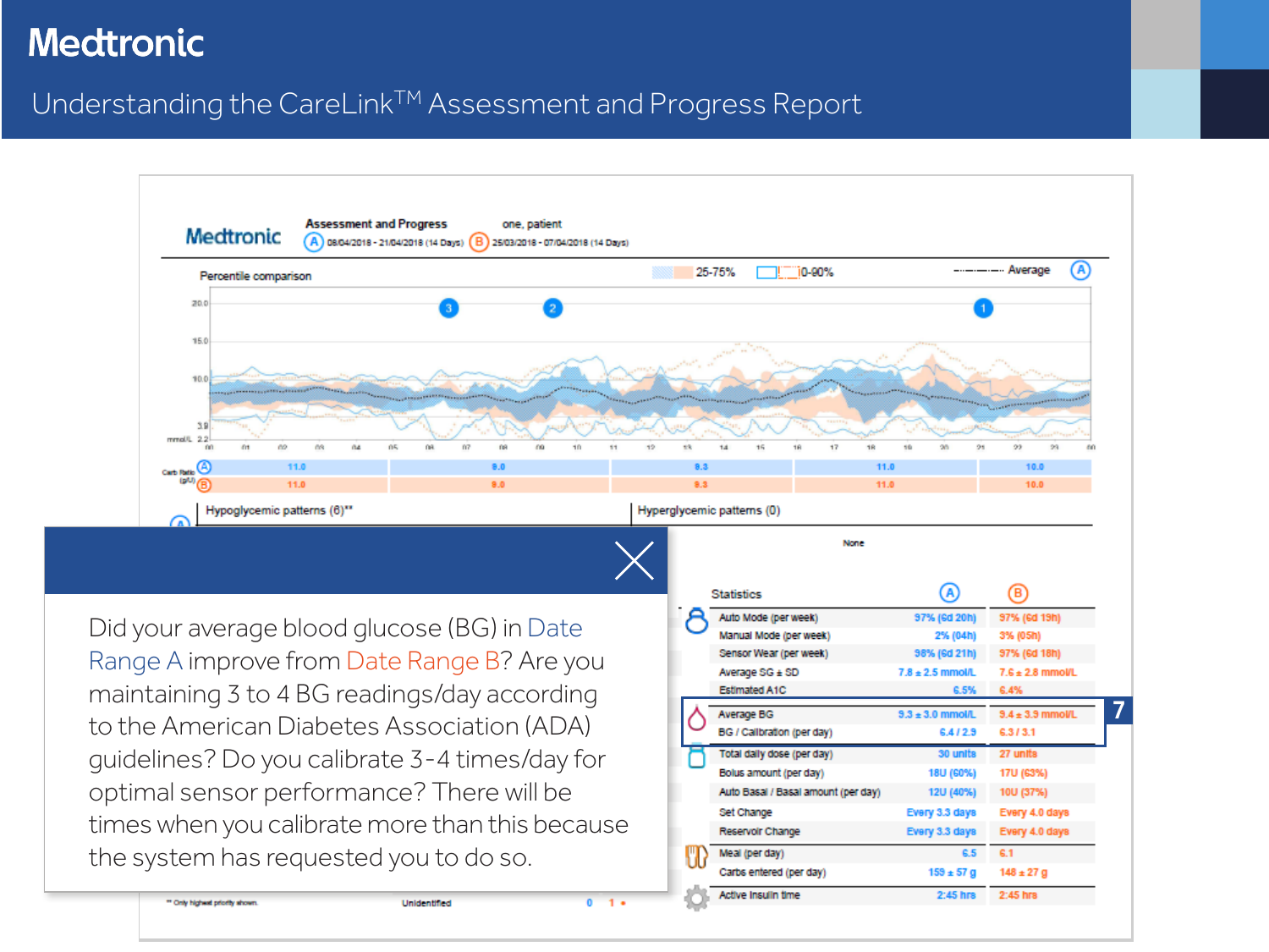# Medtronic

## Understanding the CareLink™ Assessment and Progress Report

**Medtronic** — Assessment and Progress — one, patient

(A) 08/04/2018 - 21/04/2018 (14 Days) (B) 25/03/2018 - 07/04/2018 (14 Days)

Percentile comparison — 25-75% — 10-90% — Average (A)

| Carb Ratio (g/U) | | | | | |
|---|---|---|---|---|---|
| (A) | 11.0 | 9.0 | 9.3 | 11.0 | 10.0 |
| (B) | 11.0 | 9.0 | 9.3 | 11.0 | 10.0 |

Hypoglycemic patterns (6)** — Hyperglycemic patterns (0)

None

| Statistics | (A) | (B) |
|---|---|---|
| Auto Mode (per week) | 97% (6d 20h) | 97% (6d 19h) |
| Manual Mode (per week) | 2% (04h) | 3% (05h) |
| Sensor Wear (per week) | 98% (6d 21h) | 97% (6d 18h) |
| Average SG ± SD | 7.8 ± 2.5 mmol/L | 7.6 ± 2.8 mmol/L |
| Estimated A1C | 6.5% | 6.4% |
| Average BG | 9.3 ± 3.0 mmol/L | 9.4 ± 3.9 mmol/L |
| BG / Calibration (per day) | 6.4 / 2.9 | 6.3 / 3.1 |
| Total daily dose (per day) | 30 units | 27 units |
| Bolus amount (per day) | 18U (60%) | 17U (63%) |
| Auto Basal / Basal amount (per day) | 12U (40%) | 10U (37%) |
| Set Change | Every 3.3 days | Every 4.0 days |
| Reservoir Change | Every 3.3 days | Every 4.0 days |
| Meal (per day) | 6.5 | 6.1 |
| Carbs entered (per day) | 159 ± 57 g | 148 ± 27 g |
| Active Insulin time | 2:45 hrs | 2:45 hrs |

7

Did your average blood glucose (BG) in Date Range A improve from Date Range B? Are you maintaining 3 to 4 BG readings/day according to the American Diabetes Association (ADA) guidelines? Do you calibrate 3-4 times/day for optimal sensor performance? There will be times when you calibrate more than this because the system has requested you to do so.

** Only highest priority shown. — Unidentified 0 1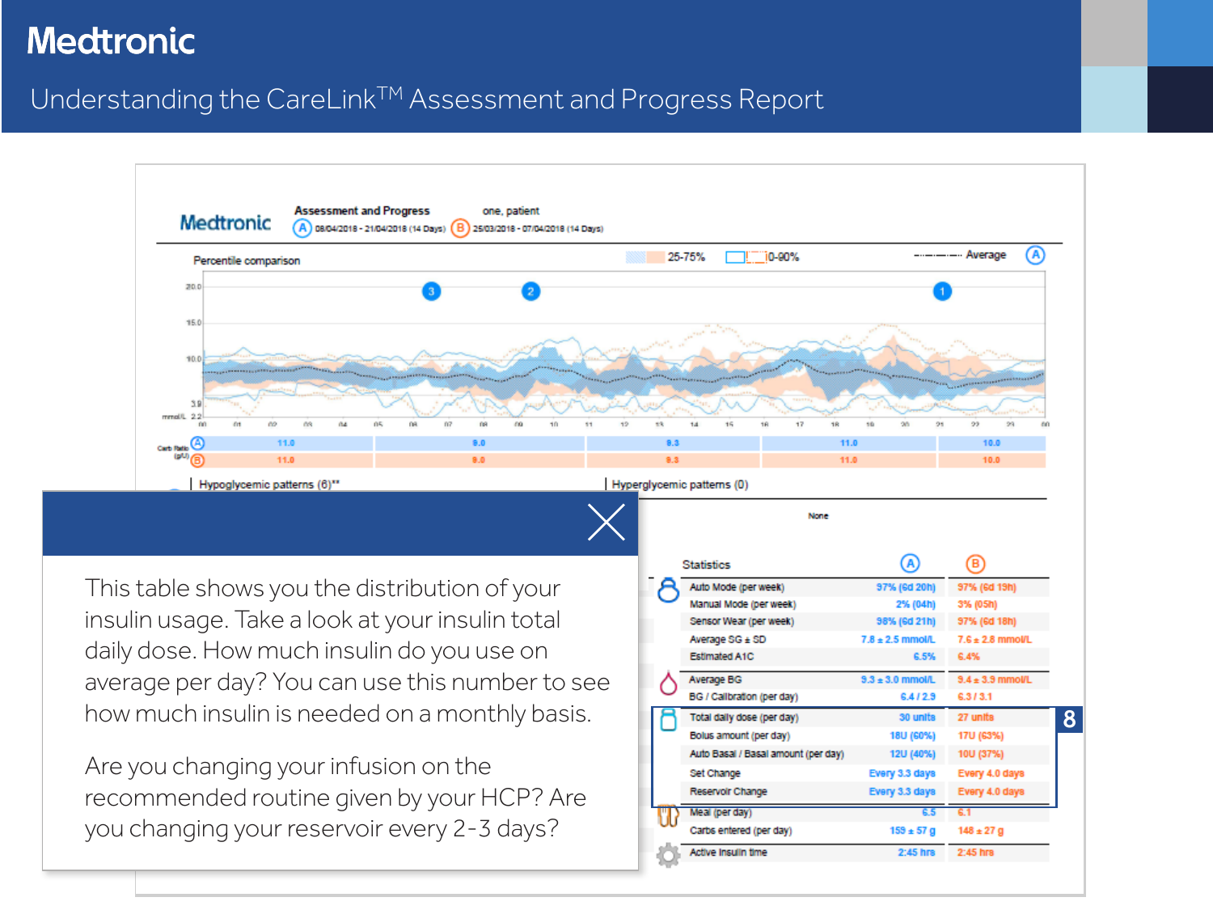# Medtronic

## Understanding the CareLink™ Assessment and Progress Report

**Assessment and Progress** — one, patient

(A) 08/04/2018 - 21/04/2018 (14 Days) (B) 25/03/2018 - 07/04/2018 (14 Days)

Percentile comparison

| Carb Ratio (g/U) | | | | | |
|---|---|---|---|---|---|
| A | 11.0 | 9.0 | 9.3 | 11.0 | 10.0 |
| B | 11.0 | 9.0 | 9.3 | 11.0 | 10.0 |

Hypoglycemic patterns (6)**

Hyperglycemic patterns (0)

None

| Statistics | A | B |
|---|---|---|
| Auto Mode (per week) | 97% (6d 20h) | 97% (6d 19h) |
| Manual Mode (per week) | 2% (04h) | 3% (05h) |
| Sensor Wear (per week) | 98% (6d 21h) | 97% (6d 18h) |
| Average SG ± SD | 7.8 ± 2.5 mmol/L | 7.6 ± 2.8 mmol/L |
| Estimated A1C | 6.5% | 6.4% |
| Average BG | 9.3 ± 3.0 mmol/L | 9.4 ± 3.9 mmol/L |
| BG / Calibration (per day) | 6.4 / 2.9 | 6.3 / 3.1 |
| Total daily dose (per day) | 30 units | 27 units |
| Bolus amount (per day) | 18U (60%) | 17U (63%) |
| Auto Basal / Basal amount (per day) | 12U (40%) | 10U (37%) |
| Set Change | Every 3.3 days | Every 4.0 days |
| Reservoir Change | Every 3.3 days | Every 4.0 days |
| Meal (per day) | 6.5 | 6.1 |
| Carbs entered (per day) | 159 ± 57 g | 148 ± 27 g |
| Active Insulin time | 2:45 hrs | 2:45 hrs |

8

This table shows you the distribution of your insulin usage. Take a look at your insulin total daily dose. How much insulin do you use on average per day? You can use this number to see how much insulin is needed on a monthly basis.

Are you changing your infusion on the recommended routine given by your HCP? Are you changing your reservoir every 2-3 days?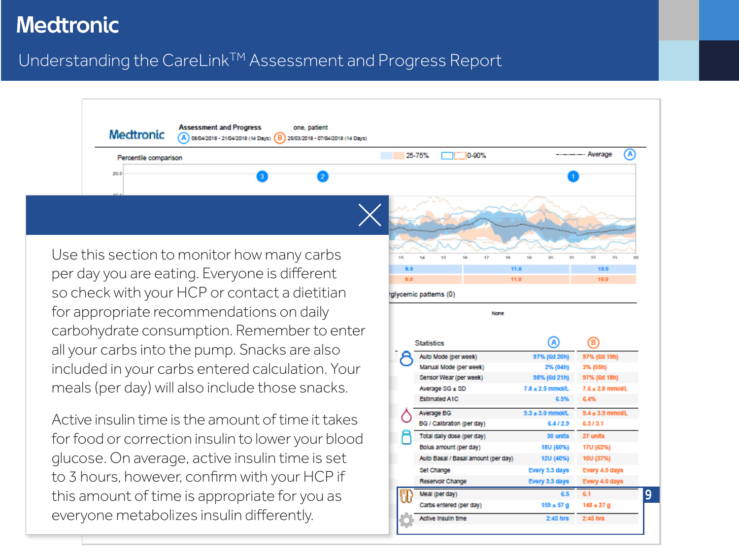# Medtronic

## Understanding the CareLink™ Assessment and Progress Report

**Assessment and Progress** — one, patient

Ⓐ 08/04/2018 - 21/04/2018 (14 Days) Ⓑ 25/03/2018 - 07/04/2018 (14 Days)

Percentile comparison — 25-75% — 10-90% — Average Ⓐ

Hyperglycemic patterns (0)

None

| Statistics | Ⓐ | Ⓑ |
|---|---|---|
| Auto Mode (per week) | 97% (6d 20h) | 97% (6d 19h) |
| Manual Mode (per week) | 2% (04h) | 3% (05h) |
| Sensor Wear (per week) | 98% (6d 21h) | 97% (6d 18h) |
| Average SG ± SD | 7.8 ± 2.5 mmol/L | 7.6 ± 2.8 mmol/L |
| Estimated A1C | 6.5% | 6.4% |
| Average BG | 9.3 ± 3.0 mmol/L | 9.4 ± 3.9 mmol/L |
| BG / Calibration (per day) | 6.4 / 2.9 | 6.3 / 3.1 |
| Total daily dose (per day) | 30 units | 27 units |
| Bolus amount (per day) | 18U (60%) | 17U (63%) |
| Auto Basal / Basal amount (per day) | 12U (40%) | 10U (37%) |
| Set Change | Every 3.3 days | Every 4.0 days |
| Reservoir Change | Every 3.3 days | Every 4.0 days |
| Meal (per day) | 6.5 | 6.1 |
| Carbs entered (per day) | 159 ± 57 g | 148 ± 27 g |
| Active Insulin time | 2:45 hrs | 2:45 hrs |

9

Use this section to monitor how many carbs per day you are eating. Everyone is different so check with your HCP or contact a dietitian for appropriate recommendations on daily carbohydrate consumption. Remember to enter all your carbs into the pump. Snacks are also included in your carbs entered calculation. Your meals (per day) will also include those snacks.

Active insulin time is the amount of time it takes for food or correction insulin to lower your blood glucose. On average, active insulin time is set to 3 hours, however, confirm with your HCP if this amount of time is appropriate for you as everyone metabolizes insulin differently.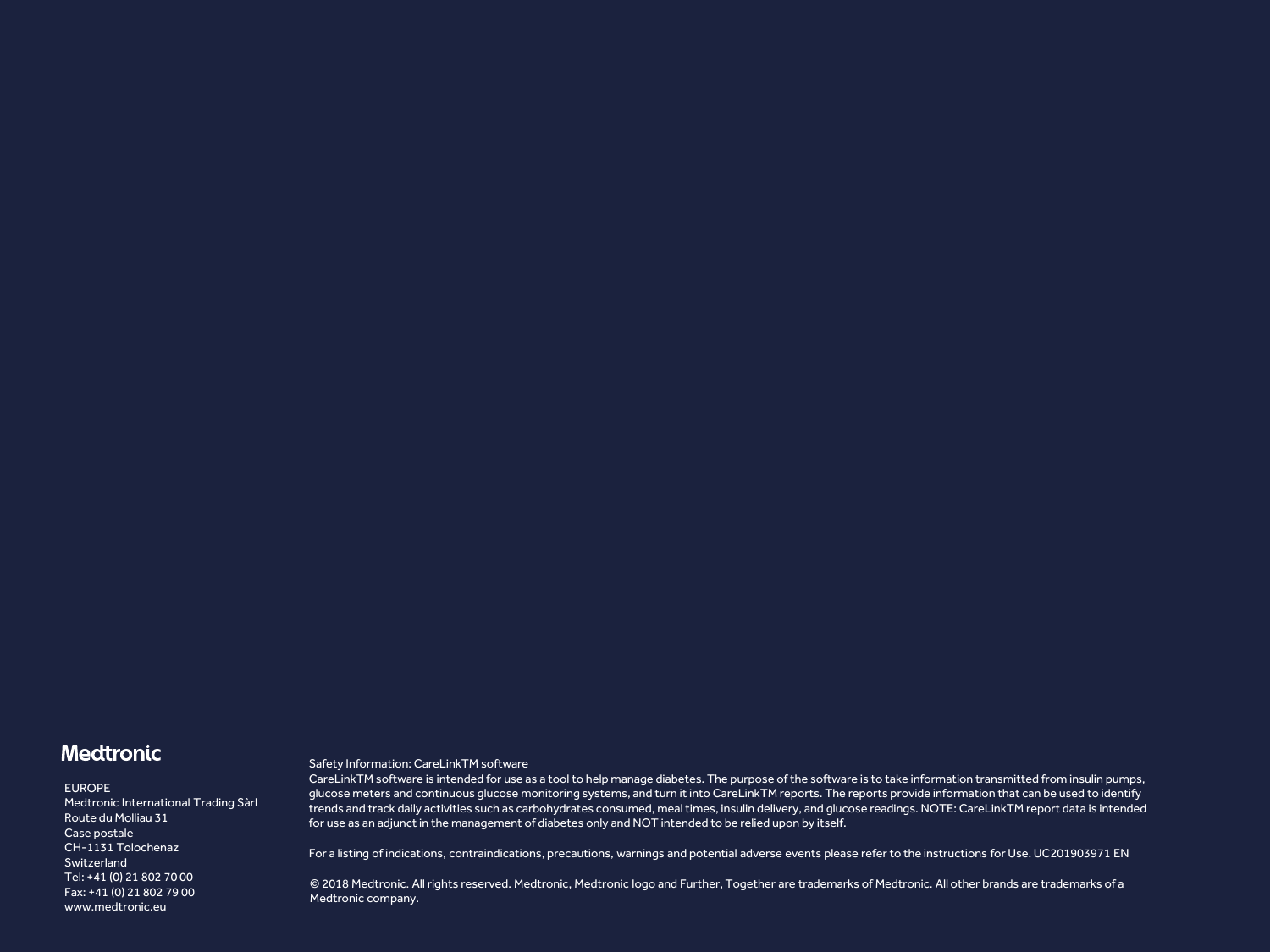**Medtronic**

EUROPE
Medtronic International Trading Sàrl
Route du Molliau 31
Case postale
CH-1131 Tolochenaz
Switzerland
Tel: +41 (0) 21 802 70 00
Fax: +41 (0) 21 802 79 00
www.medtronic.eu

Safety Information: CareLinkTM software
CareLinkTM software is intended for use as a tool to help manage diabetes. The purpose of the software is to take information transmitted from insulin pumps, glucose meters and continuous glucose monitoring systems, and turn it into CareLinkTM reports. The reports provide information that can be used to identify trends and track daily activities such as carbohydrates consumed, meal times, insulin delivery, and glucose readings. NOTE: CareLinkTM report data is intended for use as an adjunct in the management of diabetes only and NOT intended to be relied upon by itself.

For a listing of indications, contraindications, precautions, warnings and potential adverse events please refer to the instructions for Use. UC201903971 EN

© 2018 Medtronic. All rights reserved. Medtronic, Medtronic logo and Further, Together are trademarks of Medtronic. All other brands are trademarks of a Medtronic company.